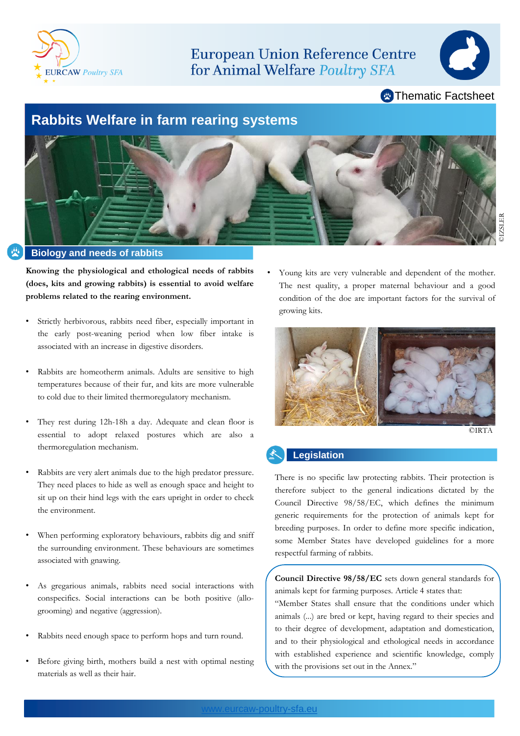European Union Reference Centre for Animal Welfare *Poultry SFA*

Thematic Factsheet

# Rabbits Welfare in farm rearing systems

©IZSLER

## Biology and needs of rabbits

**Knowing the physiological and ethological needs of rabbits (does, kits and growing rabbits) is essential to avoid welfare problems related to the rearing environment.**

- Strictly herbivorous, rabbits need fiber, especially important in the early post-weaning period when low fiber intake is associated with an increase in digestive disorders.
- Rabbits are homeotherm animals. Adults are sensitive to high temperatures because of their fur, and kits are more vulnerable to cold due to their limited thermoregulatory mechanism.
- They rest during 12h-18h a day. Adequate and clean floor is essential to adopt relaxed postures which are also a thermoregulation mechanism.
- Rabbits are very alert animals due to the high predator pressure. They need places to hide as well as enough space and height to sit up on their hind legs with the ears upright in order to check the environment.
- When performing exploratory behaviours, rabbits dig and sniff the surrounding environment. These behaviours are sometimes associated with gnawing.
- As gregarious animals, rabbits need social interactions with conspecifics. Social interactions can be both positive (allo-grooming) and negative (aggression).
- Rabbits need enough space to perform hops and turn round.
- Before giving birth, mothers build a nest with optimal nesting materials as well as their hair.
- Young kits are very vulnerable and dependent of the mother. The nest quality, a proper maternal behaviour and a good condition of the doe are important factors for the survival of growing kits.

©IRTA

## Legislation

There is no specific law protecting rabbits. Their protection is therefore subject to the general indications dictated by the Council Directive 98/58/EC, which defines the minimum generic requirements for the protection of animals kept for breeding purposes. In order to define more specific indication, some Member States have developed guidelines for a more respectful farming of rabbits.

**Council Directive 98/58/EC** sets down general standards for animals kept for farming purposes. Article 4 states that:
"Member States shall ensure that the conditions under which animals (...) are bred or kept, having regard to their species and to their degree of development, adaptation and domestication, and to their physiological and ethological needs in accordance with established experience and scientific knowledge, comply with the provisions set out in the Annex."

www.eurcaw-poultry-sfa.eu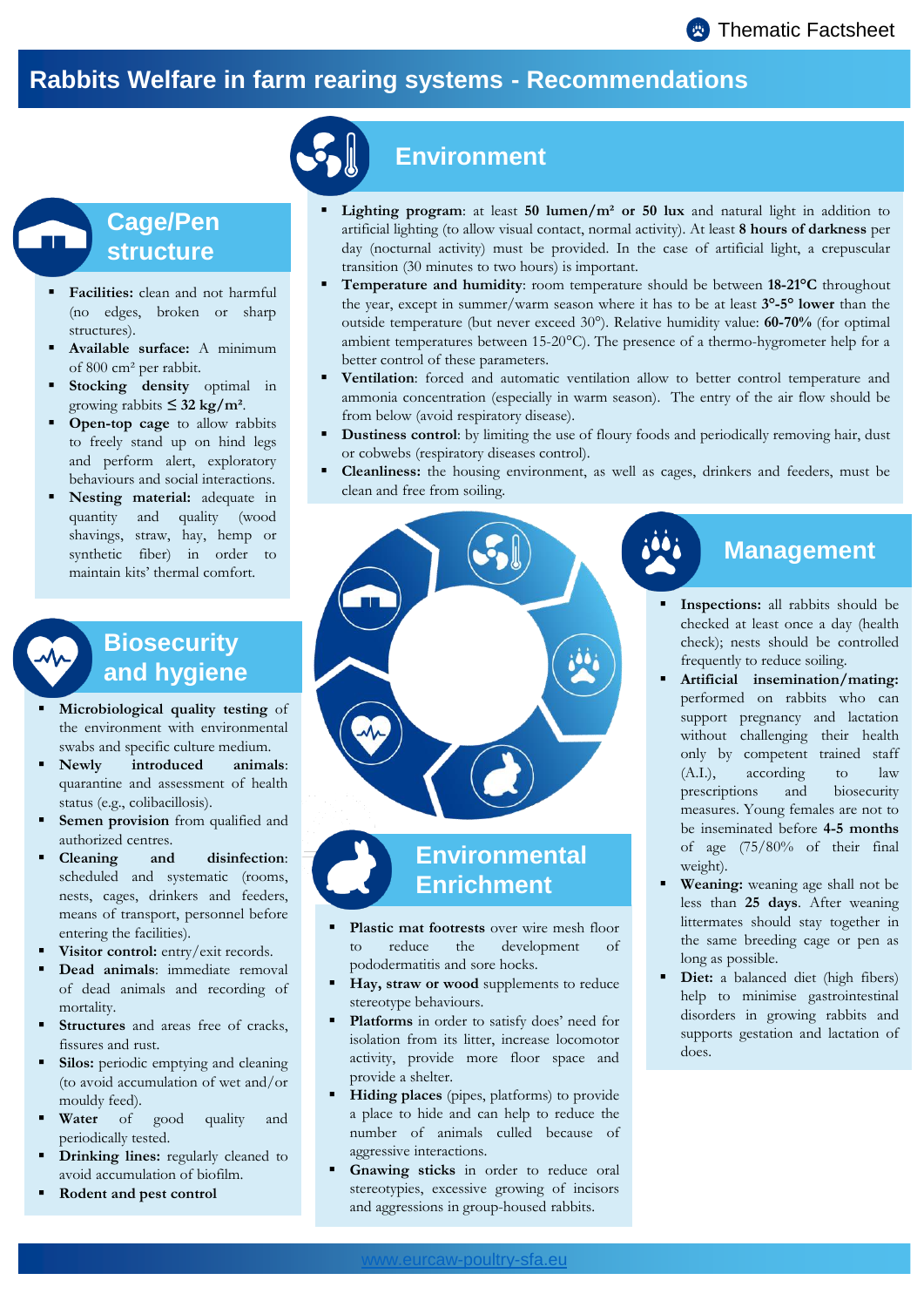# Rabbits Welfare in farm rearing systems - Recommendations

## Cage/Pen structure

- **Facilities:** clean and not harmful (no edges, broken or sharp structures).
- **Available surface:** A minimum of 800 cm² per rabbit.
- **Stocking density** optimal in growing rabbits **≤ 32 kg/m²**.
- **Open-top cage** to allow rabbits to freely stand up on hind legs and perform alert, exploratory behaviours and social interactions.
- **Nesting material:** adequate in quantity and quality (wood shavings, straw, hay, hemp or synthetic fiber) in order to maintain kits' thermal comfort.

## Environment

- **Lighting program**: at least **50 lumen/m² or 50 lux** and natural light in addition to artificial lighting (to allow visual contact, normal activity). At least **8 hours of darkness** per day (nocturnal activity) must be provided. In the case of artificial light, a crepuscular transition (30 minutes to two hours) is important.
- **Temperature and humidity**: room temperature should be between **18-21°C** throughout the year, except in summer/warm season where it has to be at least **3°-5° lower** than the outside temperature (but never exceed 30°). Relative humidity value: **60-70%** (for optimal ambient temperatures between 15-20°C). The presence of a thermo-hygrometer help for a better control of these parameters.
- **Ventilation**: forced and automatic ventilation allow to better control temperature and ammonia concentration (especially in warm season). The entry of the air flow should be from below (avoid respiratory disease).
- **Dustiness control**: by limiting the use of floury foods and periodically removing hair, dust or cobwebs (respiratory diseases control).
- **Cleanliness:** the housing environment, as well as cages, drinkers and feeders, must be clean and free from soiling.

## Biosecurity and hygiene

- **Microbiological quality testing** of the environment with environmental swabs and specific culture medium.
- **Newly introduced animals**: quarantine and assessment of health status (e.g., colibacillosis).
- **Semen provision** from qualified and authorized centres.
- **Cleaning and disinfection**: scheduled and systematic (rooms, nests, cages, drinkers and feeders, means of transport, personnel before entering the facilities).
- **Visitor control:** entry/exit records.
- **Dead animals**: immediate removal of dead animals and recording of mortality.
- **Structures** and areas free of cracks, fissures and rust.
- **Silos:** periodic emptying and cleaning (to avoid accumulation of wet and/or mouldy feed).
- **Water** of good quality and periodically tested.
- **Drinking lines:** regularly cleaned to avoid accumulation of biofilm.
- **Rodent and pest control**

## Environmental Enrichment

- **Plastic mat footrests** over wire mesh floor to reduce the development of pododermatitis and sore hocks.
- **Hay, straw or wood** supplements to reduce stereotype behaviours.
- **Platforms** in order to satisfy does' need for isolation from its litter, increase locomotor activity, provide more floor space and provide a shelter.
- **Hiding places** (pipes, platforms) to provide a place to hide and can help to reduce the number of animals culled because of aggressive interactions.
- **Gnawing sticks** in order to reduce oral stereotypies, excessive growing of incisors and aggressions in group-housed rabbits.

## Management

- **Inspections:** all rabbits should be checked at least once a day (health check); nests should be controlled frequently to reduce soiling.
- **Artificial insemination/mating:** performed on rabbits who can support pregnancy and lactation without challenging their health only by competent trained staff (A.I.), according to law prescriptions and biosecurity measures. Young females are not to be inseminated before **4-5 months** of age (75/80% of their final weight).
- **Weaning:** weaning age shall not be less than **25 days**. After weaning littermates should stay together in the same breeding cage or pen as long as possible.
- **Diet:** a balanced diet (high fibers) help to minimise gastrointestinal disorders in growing rabbits and supports gestation and lactation of does.

www.eurcaw-poultry-sfa.eu